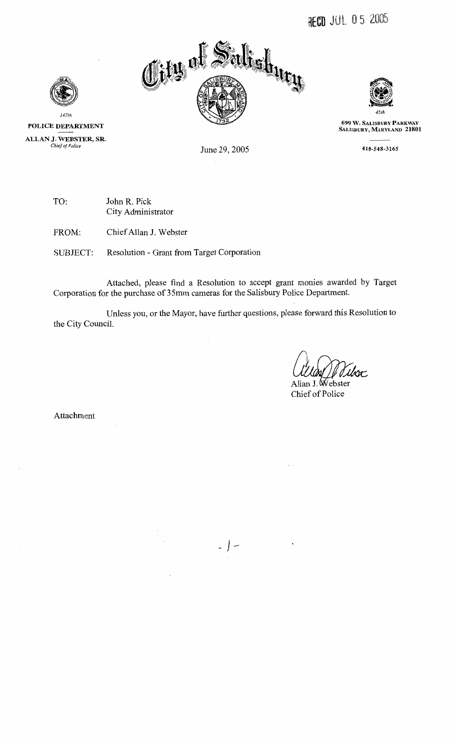RECD JUL 05 2005

# City of Salisbury

147th

**POLICE DEPARTMENT**

**ALLAN J. WEBSTER, SR.**
*Chief of Police*

45th

**699 W. SALISBURY PARKWAY**
**SALISBURY, MARYLAND 21801**

**410-548-3165**

June 29, 2005

TO: John R. Pick
City Administrator

FROM: Chief Allan J. Webster

SUBJECT: Resolution - Grant from Target Corporation

Attached, please find a Resolution to accept grant monies awarded by Target Corporation for the purchase of 35mm cameras for the Salisbury Police Department.

Unless you, or the Mayor, have further questions, please forward this Resolution to the City Council.

Allan J. Webster
Chief of Police

Attachment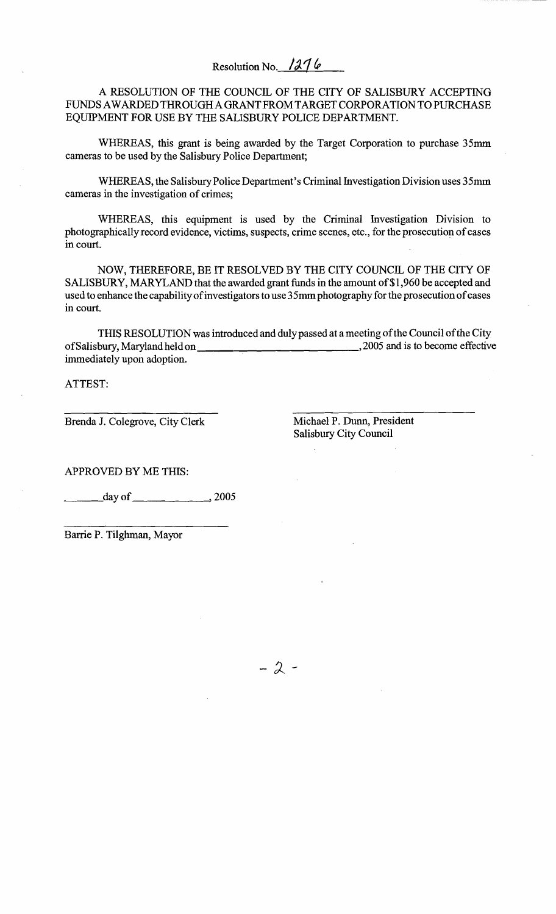Resolution No. 1276

A RESOLUTION OF THE COUNCIL OF THE CITY OF SALISBURY ACCEPTING FUNDS AWARDED THROUGH A GRANT FROM TARGET CORPORATION TO PURCHASE EQUIPMENT FOR USE BY THE SALISBURY POLICE DEPARTMENT.

WHEREAS, this grant is being awarded by the Target Corporation to purchase 35mm cameras to be used by the Salisbury Police Department;

WHEREAS, the Salisbury Police Department's Criminal Investigation Division uses 35mm cameras in the investigation of crimes;

WHEREAS, this equipment is used by the Criminal Investigation Division to photographically record evidence, victims, suspects, crime scenes, etc., for the prosecution of cases in court.

NOW, THEREFORE, BE IT RESOLVED BY THE CITY COUNCIL OF THE CITY OF SALISBURY, MARYLAND that the awarded grant funds in the amount of $1,960 be accepted and used to enhance the capability of investigators to use 35mm photography for the prosecution of cases in court.

THIS RESOLUTION was introduced and duly passed at a meeting of the Council of the City of Salisbury, Maryland held on ____________________________, 2005 and is to become effective immediately upon adoption.

ATTEST:

_____________________________
Brenda J. Colegrove, City Clerk

_____________________________
Michael P. Dunn, President
Salisbury City Council

APPROVED BY ME THIS:

_______day of______________, 2005

_____________________________
Barrie P. Tilghman, Mayor